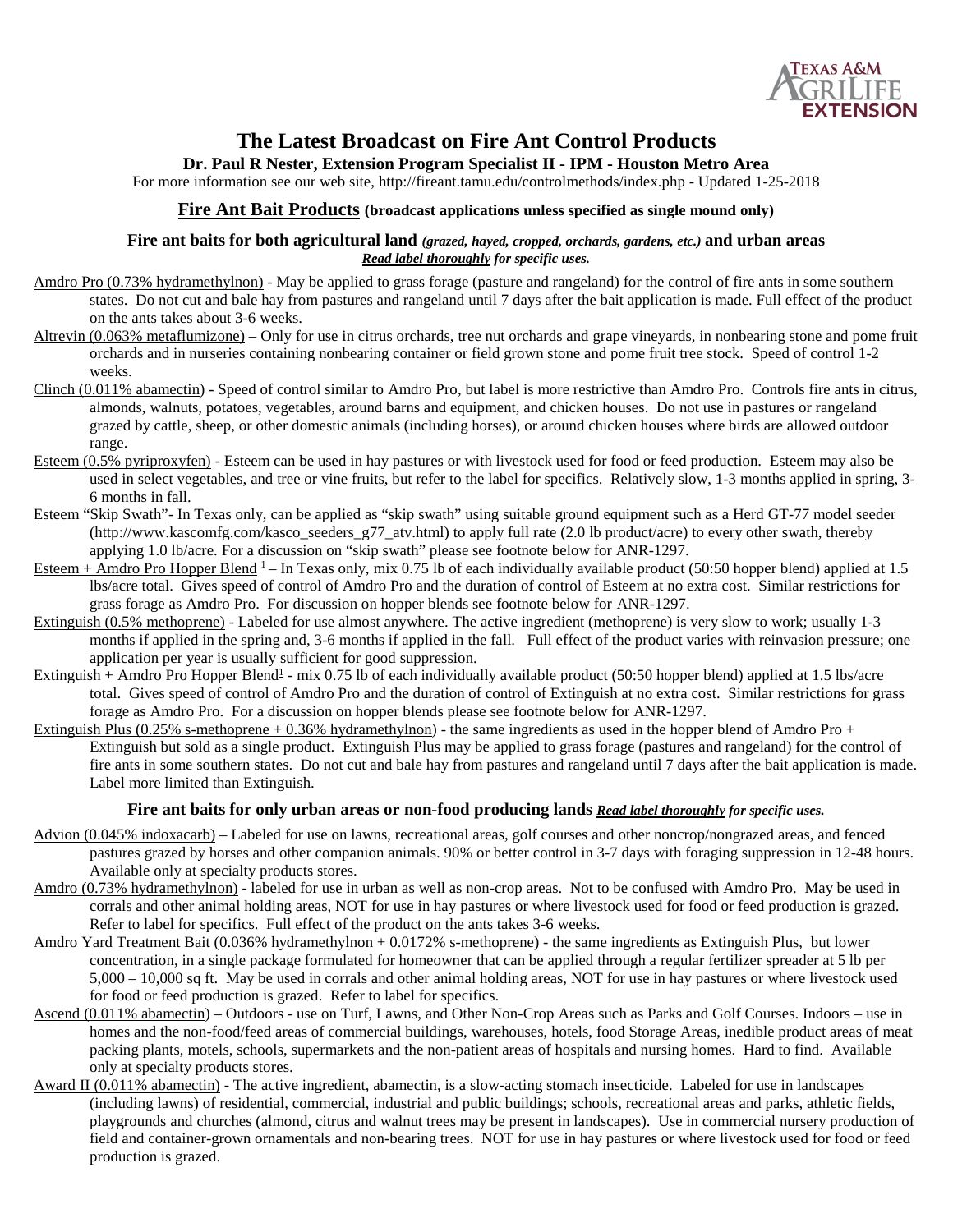# The Latest Broadcast on Fire Ant Control Products

**Dr. Paul R Nester, Extension Program Specialist II - IPM - Houston Metro Area**

For more information see our web site, http://fireant.tamu.edu/controlmethods/index.php - Updated 1-25-2018

## Fire Ant Bait Products (broadcast applications unless specified as single mound only)

### Fire ant baits for both agricultural land *(grazed, hayed, cropped, orchards, gardens, etc.)* and urban areas

***Read label thoroughly** for specific uses.*

Amdro Pro (0.73% hydramethylnon) - May be applied to grass forage (pasture and rangeland) for the control of fire ants in some southern states. Do not cut and bale hay from pastures and rangeland until 7 days after the bait application is made. Full effect of the product on the ants takes about 3-6 weeks.

Altrevin (0.063% metaflumizone) – Only for use in citrus orchards, tree nut orchards and grape vineyards, in nonbearing stone and pome fruit orchards and in nurseries containing nonbearing container or field grown stone and pome fruit tree stock. Speed of control 1-2 weeks.

Clinch (0.011% abamectin) - Speed of control similar to Amdro Pro, but label is more restrictive than Amdro Pro. Controls fire ants in citrus, almonds, walnuts, potatoes, vegetables, around barns and equipment, and chicken houses. Do not use in pastures or rangeland grazed by cattle, sheep, or other domestic animals (including horses), or around chicken houses where birds are allowed outdoor range.

Esteem (0.5% pyriproxyfen) - Esteem can be used in hay pastures or with livestock used for food or feed production. Esteem may also be used in select vegetables, and tree or vine fruits, but refer to the label for specifics. Relatively slow, 1-3 months applied in spring, 3-6 months in fall.

Esteem "Skip Swath"- In Texas only, can be applied as "skip swath" using suitable ground equipment such as a Herd GT-77 model seeder (http://www.kascomfg.com/kasco_seeders_g77_atv.html) to apply full rate (2.0 lb product/acre) to every other swath, thereby applying 1.0 lb/acre. For a discussion on "skip swath" please see footnote below for ANR-1297.

Esteem + Amdro Pro Hopper Blend [1] – In Texas only, mix 0.75 lb of each individually available product (50:50 hopper blend) applied at 1.5 lbs/acre total. Gives speed of control of Amdro Pro and the duration of control of Esteem at no extra cost. Similar restrictions for grass forage as Amdro Pro. For discussion on hopper blends see footnote below for ANR-1297.

Extinguish (0.5% methoprene) - Labeled for use almost anywhere. The active ingredient (methoprene) is very slow to work; usually 1-3 months if applied in the spring and, 3-6 months if applied in the fall. Full effect of the product varies with reinvasion pressure; one application per year is usually sufficient for good suppression.

Extinguish + Amdro Pro Hopper Blend[1] - mix 0.75 lb of each individually available product (50:50 hopper blend) applied at 1.5 lbs/acre total. Gives speed of control of Amdro Pro and the duration of control of Extinguish at no extra cost. Similar restrictions for grass forage as Amdro Pro. For a discussion on hopper blends please see footnote below for ANR-1297.

Extinguish Plus (0.25% s-methoprene + 0.36% hydramethylnon) - the same ingredients as used in the hopper blend of Amdro Pro + Extinguish but sold as a single product. Extinguish Plus may be applied to grass forage (pastures and rangeland) for the control of fire ants in some southern states. Do not cut and bale hay from pastures and rangeland until 7 days after the bait application is made. Label more limited than Extinguish.

### Fire ant baits for only urban areas or non-food producing lands ***Read label thoroughly** for specific uses.*

Advion (0.045% indoxacarb) – Labeled for use on lawns, recreational areas, golf courses and other noncrop/nongrazed areas, and fenced pastures grazed by horses and other companion animals. 90% or better control in 3-7 days with foraging suppression in 12-48 hours. Available only at specialty products stores.

Amdro (0.73% hydramethylnon) - labeled for use in urban as well as non-crop areas. Not to be confused with Amdro Pro. May be used in corrals and other animal holding areas, NOT for use in hay pastures or where livestock used for food or feed production is grazed. Refer to label for specifics. Full effect of the product on the ants takes 3-6 weeks.

Amdro Yard Treatment Bait (0.036% hydramethylnon + 0.0172% s-methoprene) - the same ingredients as Extinguish Plus, but lower concentration, in a single package formulated for homeowner that can be applied through a regular fertilizer spreader at 5 lb per 5,000 – 10,000 sq ft. May be used in corrals and other animal holding areas, NOT for use in hay pastures or where livestock used for food or feed production is grazed. Refer to label for specifics.

Ascend (0.011% abamectin) – Outdoors - use on Turf, Lawns, and Other Non-Crop Areas such as Parks and Golf Courses. Indoors – use in homes and the non-food/feed areas of commercial buildings, warehouses, hotels, food Storage Areas, inedible product areas of meat packing plants, motels, schools, supermarkets and the non-patient areas of hospitals and nursing homes. Hard to find. Available only at specialty products stores.

Award II (0.011% abamectin) - The active ingredient, abamectin, is a slow-acting stomach insecticide. Labeled for use in landscapes (including lawns) of residential, commercial, industrial and public buildings; schools, recreational areas and parks, athletic fields, playgrounds and churches (almond, citrus and walnut trees may be present in landscapes). Use in commercial nursery production of field and container-grown ornamentals and non-bearing trees. NOT for use in hay pastures or where livestock used for food or feed production is grazed.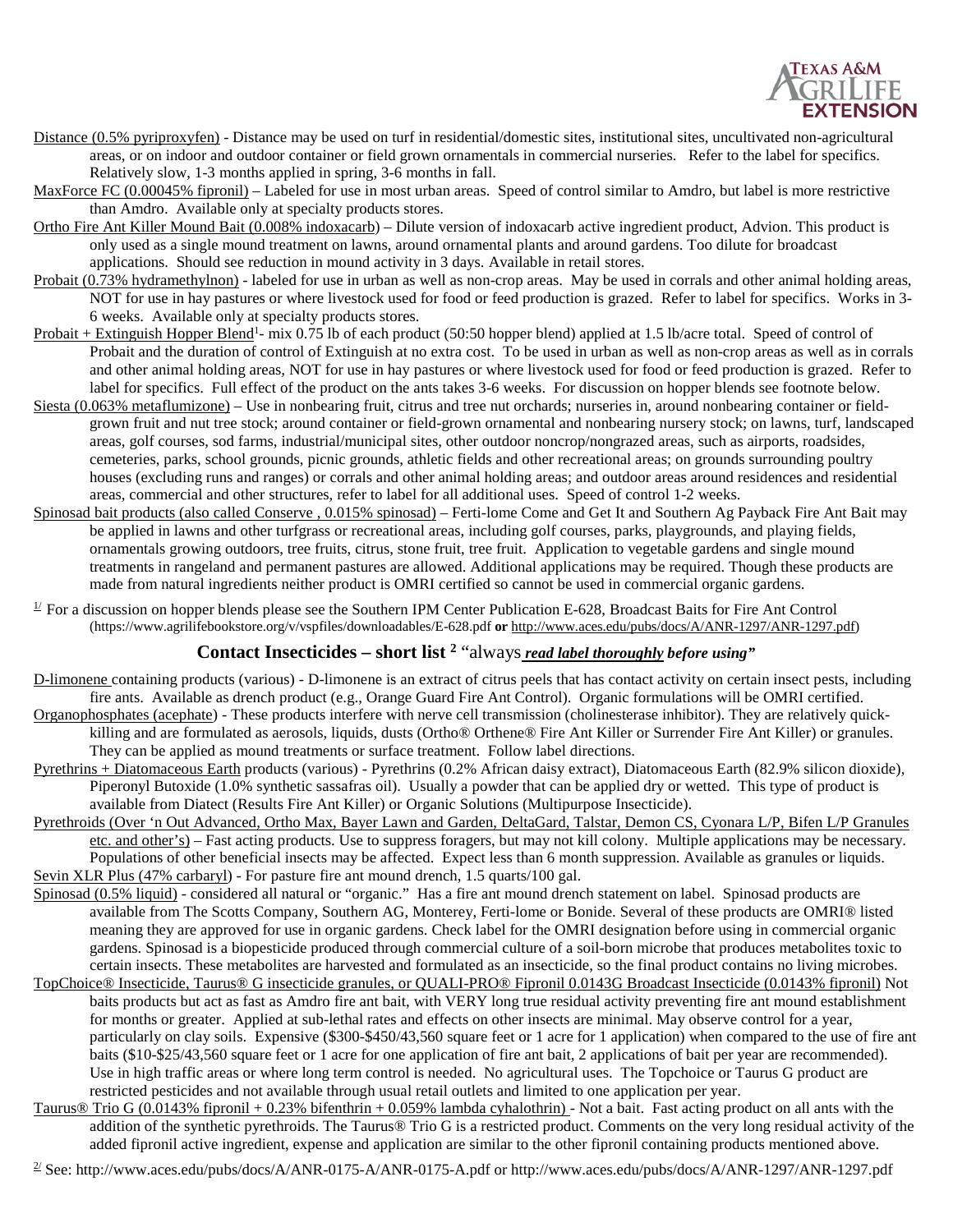Distance (0.5% pyriproxyfen) - Distance may be used on turf in residential/domestic sites, institutional sites, uncultivated non-agricultural areas, or on indoor and outdoor container or field grown ornamentals in commercial nurseries. Refer to the label for specifics. Relatively slow, 1-3 months applied in spring, 3-6 months in fall.

MaxForce FC (0.00045% fipronil) – Labeled for use in most urban areas. Speed of control similar to Amdro, but label is more restrictive than Amdro. Available only at specialty products stores.

Ortho Fire Ant Killer Mound Bait (0.008% indoxacarb) – Dilute version of indoxacarb active ingredient product, Advion. This product is only used as a single mound treatment on lawns, around ornamental plants and around gardens. Too dilute for broadcast applications. Should see reduction in mound activity in 3 days. Available in retail stores.

Probait (0.73% hydramethylnon) - labeled for use in urban as well as non-crop areas. May be used in corrals and other animal holding areas, NOT for use in hay pastures or where livestock used for food or feed production is grazed. Refer to label for specifics. Works in 3-6 weeks. Available only at specialty products stores.

Probait + Extinguish Hopper Blend[1]- mix 0.75 lb of each product (50:50 hopper blend) applied at 1.5 lb/acre total. Speed of control of Probait and the duration of control of Extinguish at no extra cost. To be used in urban as well as non-crop areas as well as in corrals and other animal holding areas, NOT for use in hay pastures or where livestock used for food or feed production is grazed. Refer to label for specifics. Full effect of the product on the ants takes 3-6 weeks. For discussion on hopper blends see footnote below.

Siesta (0.063% metaflumizone) – Use in nonbearing fruit, citrus and tree nut orchards; nurseries in, around nonbearing container or field-grown fruit and nut tree stock; around container or field-grown ornamental and nonbearing nursery stock; on lawns, turf, landscaped areas, golf courses, sod farms, industrial/municipal sites, other outdoor noncrop/nongrazed areas, such as airports, roadsides, cemeteries, parks, school grounds, picnic grounds, athletic fields and other recreational areas; on grounds surrounding poultry houses (excluding runs and ranges) or corrals and other animal holding areas; and outdoor areas around residences and residential areas, commercial and other structures, refer to label for all additional uses. Speed of control 1-2 weeks.

Spinosad bait products (also called Conserve , 0.015% spinosad) – Ferti-lome Come and Get It and Southern Ag Payback Fire Ant Bait may be applied in lawns and other turfgrass or recreational areas, including golf courses, parks, playgrounds, and playing fields, ornamentals growing outdoors, tree fruits, citrus, stone fruit, tree fruit. Application to vegetable gardens and single mound treatments in rangeland and permanent pastures are allowed. Additional applications may be required. Though these products are made from natural ingredients neither product is OMRI certified so cannot be used in commercial organic gardens.

[1/] For a discussion on hopper blends please see the Southern IPM Center Publication E-628, Broadcast Baits for Fire Ant Control (https://www.agrilifebookstore.org/v/vspfiles/downloadables/E-628.pdf **or** http://www.aces.edu/pubs/docs/A/ANR-1297/ANR-1297.pdf)

## Contact Insecticides – short list [2] "always ***read label thoroughly*** *before using*"

D-limonene containing products (various) - D-limonene is an extract of citrus peels that has contact activity on certain insect pests, including fire ants. Available as drench product (e.g., Orange Guard Fire Ant Control). Organic formulations will be OMRI certified.

Organophosphates (acephate) - These products interfere with nerve cell transmission (cholinesterase inhibitor). They are relatively quick-killing and are formulated as aerosols, liquids, dusts (Ortho® Orthene® Fire Ant Killer or Surrender Fire Ant Killer) or granules. They can be applied as mound treatments or surface treatment. Follow label directions.

Pyrethrins + Diatomaceous Earth products (various) - Pyrethrins (0.2% African daisy extract), Diatomaceous Earth (82.9% silicon dioxide), Piperonyl Butoxide (1.0% synthetic sassafras oil). Usually a powder that can be applied dry or wetted. This type of product is available from Diatect (Results Fire Ant Killer) or Organic Solutions (Multipurpose Insecticide).

Pyrethroids (Over 'n Out Advanced, Ortho Max, Bayer Lawn and Garden, DeltaGard, Talstar, Demon CS, Cyonara L/P, Bifen L/P Granules etc. and other's) – Fast acting products. Use to suppress foragers, but may not kill colony. Multiple applications may be necessary. Populations of other beneficial insects may be affected. Expect less than 6 month suppression. Available as granules or liquids.

Sevin XLR Plus (47% carbaryl) - For pasture fire ant mound drench, 1.5 quarts/100 gal.

Spinosad (0.5% liquid) - considered all natural or "organic." Has a fire ant mound drench statement on label. Spinosad products are available from The Scotts Company, Southern AG, Monterey, Ferti-lome or Bonide. Several of these products are OMRI® listed meaning they are approved for use in organic gardens. Check label for the OMRI designation before using in commercial organic gardens. Spinosad is a biopesticide produced through commercial culture of a soil-born microbe that produces metabolites toxic to certain insects. These metabolites are harvested and formulated as an insecticide, so the final product contains no living microbes.

TopChoice® Insecticide, Taurus® G insecticide granules, or QUALI-PRO® Fipronil 0.0143G Broadcast Insecticide (0.0143% fipronil) Not baits products but act as fast as Amdro fire ant bait, with VERY long true residual activity preventing fire ant mound establishment for months or greater. Applied at sub-lethal rates and effects on other insects are minimal. May observe control for a year, particularly on clay soils. Expensive ($300-$450/43,560 square feet or 1 acre for 1 application) when compared to the use of fire ant baits ($10-$25/43,560 square feet or 1 acre for one application of fire ant bait, 2 applications of bait per year are recommended). Use in high traffic areas or where long term control is needed. No agricultural uses. The Topchoice or Taurus G product are restricted pesticides and not available through usual retail outlets and limited to one application per year.

Taurus® Trio G (0.0143% fipronil + 0.23% bifenthrin + 0.059% lambda cyhalothrin) - Not a bait. Fast acting product on all ants with the addition of the synthetic pyrethroids. The Taurus® Trio G is a restricted product. Comments on the very long residual activity of the added fipronil active ingredient, expense and application are similar to the other fipronil containing products mentioned above.

[2/] See: http://www.aces.edu/pubs/docs/A/ANR-0175-A/ANR-0175-A.pdf or http://www.aces.edu/pubs/docs/A/ANR-1297/ANR-1297.pdf